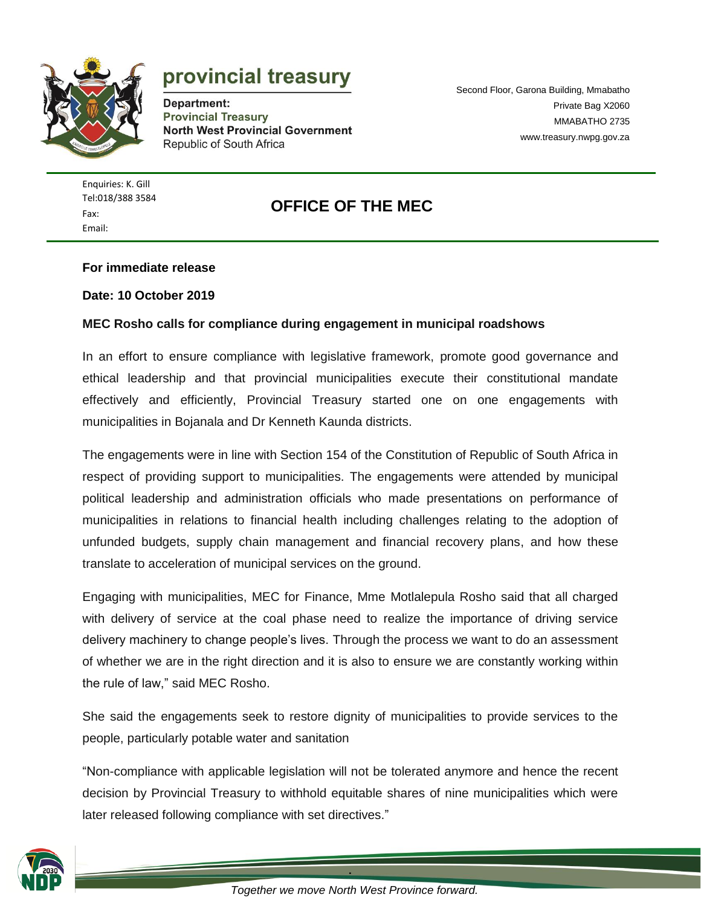# provincial treasury

**Department:**
**Provincial Treasury**
**North West Provincial Government**
Republic of South Africa

Second Floor, Garona Building, Mmabatho
Private Bag X2060
MMABATHO 2735
www.treasury.nwpg.gov.za

Enquiries: K. Gill
Tel:018/388 3584
Fax:
Email:

## OFFICE OF THE MEC

**For immediate release**

**Date: 10 October 2019**

**MEC Rosho calls for compliance during engagement in municipal roadshows**

In an effort to ensure compliance with legislative framework, promote good governance and ethical leadership and that provincial municipalities execute their constitutional mandate effectively and efficiently, Provincial Treasury started one on one engagements with municipalities in Bojanala and Dr Kenneth Kaunda districts.

The engagements were in line with Section 154 of the Constitution of Republic of South Africa in respect of providing support to municipalities. The engagements were attended by municipal political leadership and administration officials who made presentations on performance of municipalities in relations to financial health including challenges relating to the adoption of unfunded budgets, supply chain management and financial recovery plans, and how these translate to acceleration of municipal services on the ground.

Engaging with municipalities, MEC for Finance, Mme Motlalepula Rosho said that all charged with delivery of service at the coal phase need to realize the importance of driving service delivery machinery to change people's lives. Through the process we want to do an assessment of whether we are in the right direction and it is also to ensure we are constantly working within the rule of law," said MEC Rosho.

She said the engagements seek to restore dignity of municipalities to provide services to the people, particularly potable water and sanitation

"Non-compliance with applicable legislation will not be tolerated anymore and hence the recent decision by Provincial Treasury to withhold equitable shares of nine municipalities which were later released following compliance with set directives."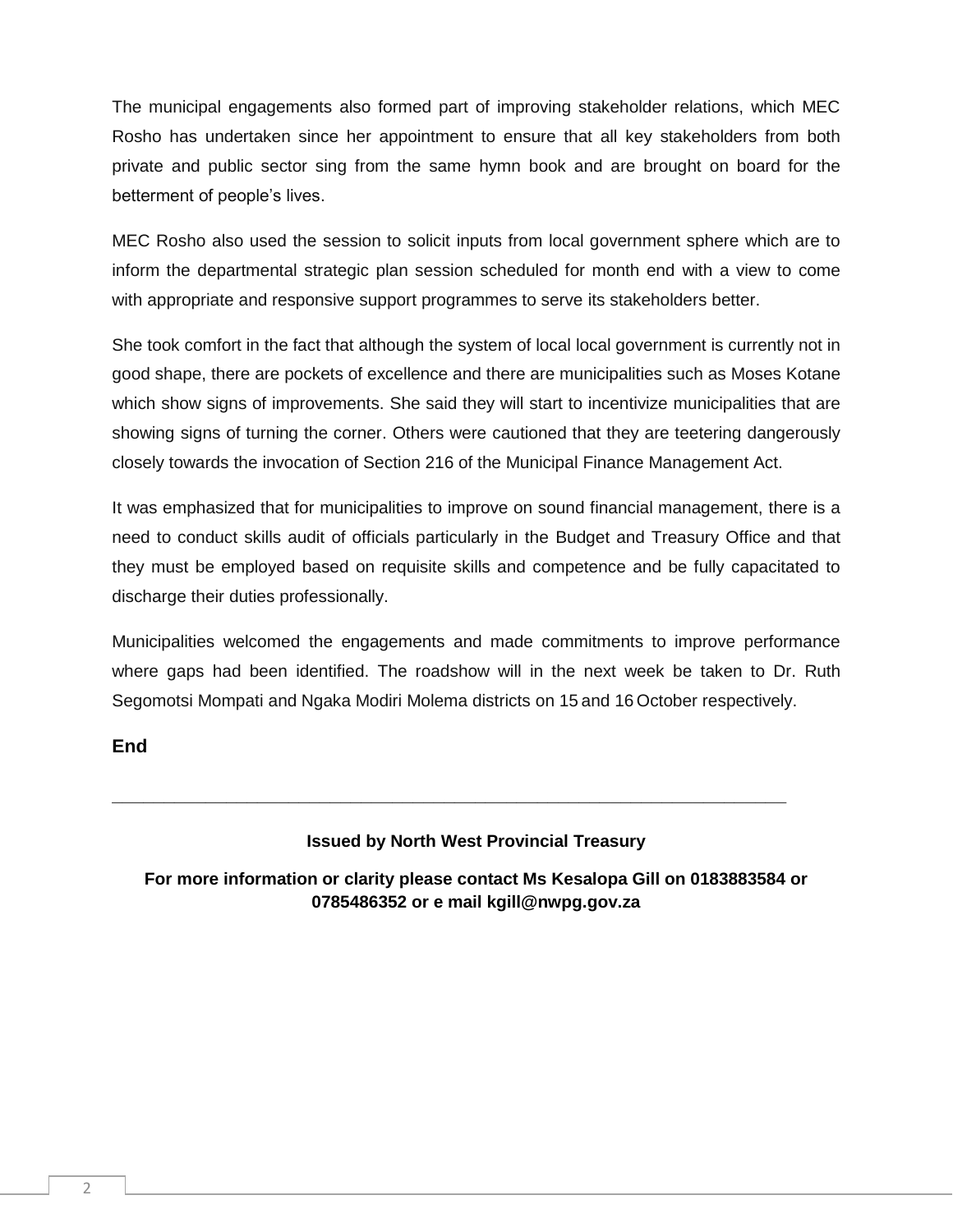The municipal engagements also formed part of improving stakeholder relations, which MEC Rosho has undertaken since her appointment to ensure that all key stakeholders from both private and public sector sing from the same hymn book and are brought on board for the betterment of people's lives.

MEC Rosho also used the session to solicit inputs from local government sphere which are to inform the departmental strategic plan session scheduled for month end with a view to come with appropriate and responsive support programmes to serve its stakeholders better.

She took comfort in the fact that although the system of local local government is currently not in good shape, there are pockets of excellence and there are municipalities such as Moses Kotane which show signs of improvements. She said they will start to incentivize municipalities that are showing signs of turning the corner. Others were cautioned that they are teetering dangerously closely towards the invocation of Section 216 of the Municipal Finance Management Act.

It was emphasized that for municipalities to improve on sound financial management, there is a need to conduct skills audit of officials particularly in the Budget and Treasury Office and that they must be employed based on requisite skills and competence and be fully capacitated to discharge their duties professionally.

Municipalities welcomed the engagements and made commitments to improve performance where gaps had been identified. The roadshow will in the next week be taken to Dr. Ruth Segomotsi Mompati and Ngaka Modiri Molema districts on 15 and 16 October respectively.

**End**

---

**Issued by North West Provincial Treasury**

**For more information or clarity please contact Ms Kesalopa Gill on 0183883584 or 0785486352 or e mail kgill@nwpg.gov.za**